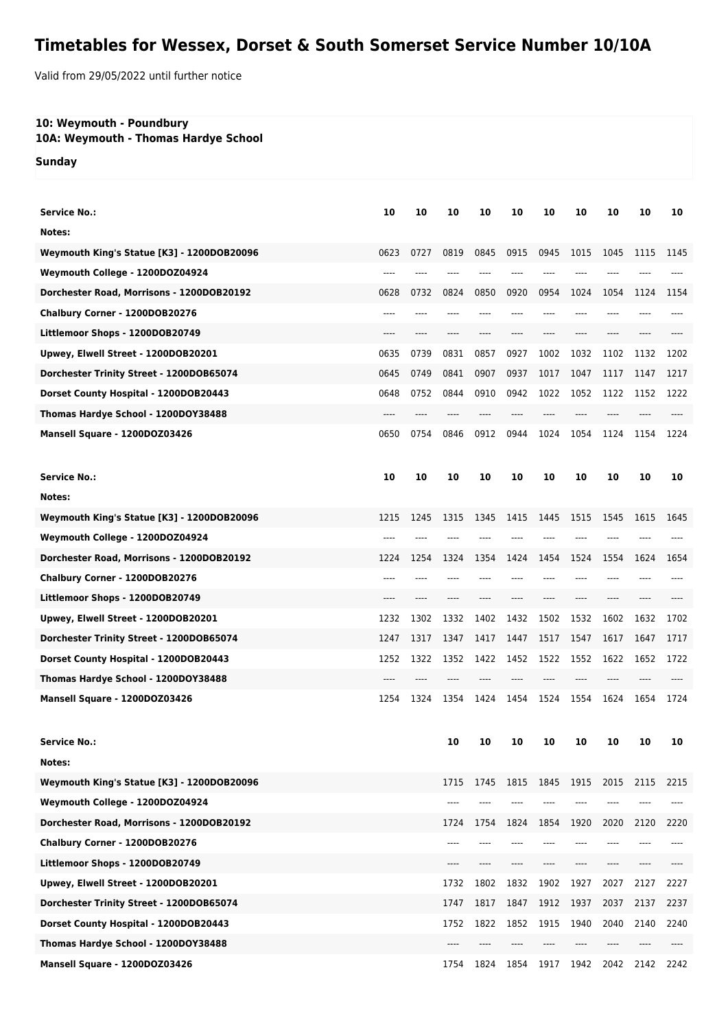# Timetables for Wessex, Dorset & South Somerset Service Number 10/10A

Valid from 29/05/2022 until further notice

**10: Weymouth - Poundbury**
**10A: Weymouth - Thomas Hardye School**

**Sunday**

| Service No.: | 10 | 10 | 10 | 10 | 10 | 10 | 10 | 10 | 10 | 10 |
|---|---|---|---|---|---|---|---|---|---|---|
| Notes: | | | | | | | | | | |
| Weymouth King's Statue [K3] - 1200DOB20096 | 0623 | 0727 | 0819 | 0845 | 0915 | 0945 | 1015 | 1045 | 1115 | 1145 |
| Weymouth College - 1200DOZ04924 | ---- | ---- | ---- | ---- | ---- | ---- | ---- | ---- | ---- | ---- |
| Dorchester Road, Morrisons - 1200DOB20192 | 0628 | 0732 | 0824 | 0850 | 0920 | 0954 | 1024 | 1054 | 1124 | 1154 |
| Chalbury Corner - 1200DOB20276 | ---- | ---- | ---- | ---- | ---- | ---- | ---- | ---- | ---- | ---- |
| Littlemoor Shops - 1200DOB20749 | ---- | ---- | ---- | ---- | ---- | ---- | ---- | ---- | ---- | ---- |
| Upwey, Elwell Street - 1200DOB20201 | 0635 | 0739 | 0831 | 0857 | 0927 | 1002 | 1032 | 1102 | 1132 | 1202 |
| Dorchester Trinity Street - 1200DOB65074 | 0645 | 0749 | 0841 | 0907 | 0937 | 1017 | 1047 | 1117 | 1147 | 1217 |
| Dorset County Hospital - 1200DOB20443 | 0648 | 0752 | 0844 | 0910 | 0942 | 1022 | 1052 | 1122 | 1152 | 1222 |
| Thomas Hardye School - 1200DOY38488 | ---- | ---- | ---- | ---- | ---- | ---- | ---- | ---- | ---- | ---- |
| Mansell Square - 1200DOZ03426 | 0650 | 0754 | 0846 | 0912 | 0944 | 1024 | 1054 | 1124 | 1154 | 1224 |

| Service No.: | 10 | 10 | 10 | 10 | 10 | 10 | 10 | 10 | 10 | 10 |
|---|---|---|---|---|---|---|---|---|---|---|
| Notes: | | | | | | | | | | |
| Weymouth King's Statue [K3] - 1200DOB20096 | 1215 | 1245 | 1315 | 1345 | 1415 | 1445 | 1515 | 1545 | 1615 | 1645 |
| Weymouth College - 1200DOZ04924 | ---- | ---- | ---- | ---- | ---- | ---- | ---- | ---- | ---- | ---- |
| Dorchester Road, Morrisons - 1200DOB20192 | 1224 | 1254 | 1324 | 1354 | 1424 | 1454 | 1524 | 1554 | 1624 | 1654 |
| Chalbury Corner - 1200DOB20276 | ---- | ---- | ---- | ---- | ---- | ---- | ---- | ---- | ---- | ---- |
| Littlemoor Shops - 1200DOB20749 | ---- | ---- | ---- | ---- | ---- | ---- | ---- | ---- | ---- | ---- |
| Upwey, Elwell Street - 1200DOB20201 | 1232 | 1302 | 1332 | 1402 | 1432 | 1502 | 1532 | 1602 | 1632 | 1702 |
| Dorchester Trinity Street - 1200DOB65074 | 1247 | 1317 | 1347 | 1417 | 1447 | 1517 | 1547 | 1617 | 1647 | 1717 |
| Dorset County Hospital - 1200DOB20443 | 1252 | 1322 | 1352 | 1422 | 1452 | 1522 | 1552 | 1622 | 1652 | 1722 |
| Thomas Hardye School - 1200DOY38488 | ---- | ---- | ---- | ---- | ---- | ---- | ---- | ---- | ---- | ---- |
| Mansell Square - 1200DOZ03426 | 1254 | 1324 | 1354 | 1424 | 1454 | 1524 | 1554 | 1624 | 1654 | 1724 |

| Service No.: | 10 | 10 | 10 | 10 | 10 | 10 | 10 | 10 |
|---|---|---|---|---|---|---|---|---|
| Notes: | | | | | | | | |
| Weymouth King's Statue [K3] - 1200DOB20096 | 1715 | 1745 | 1815 | 1845 | 1915 | 2015 | 2115 | 2215 |
| Weymouth College - 1200DOZ04924 | ---- | ---- | ---- | ---- | ---- | ---- | ---- | ---- |
| Dorchester Road, Morrisons - 1200DOB20192 | 1724 | 1754 | 1824 | 1854 | 1920 | 2020 | 2120 | 2220 |
| Chalbury Corner - 1200DOB20276 | ---- | ---- | ---- | ---- | ---- | ---- | ---- | ---- |
| Littlemoor Shops - 1200DOB20749 | ---- | ---- | ---- | ---- | ---- | ---- | ---- | ---- |
| Upwey, Elwell Street - 1200DOB20201 | 1732 | 1802 | 1832 | 1902 | 1927 | 2027 | 2127 | 2227 |
| Dorchester Trinity Street - 1200DOB65074 | 1747 | 1817 | 1847 | 1912 | 1937 | 2037 | 2137 | 2237 |
| Dorset County Hospital - 1200DOB20443 | 1752 | 1822 | 1852 | 1915 | 1940 | 2040 | 2140 | 2240 |
| Thomas Hardye School - 1200DOY38488 | ---- | ---- | ---- | ---- | ---- | ---- | ---- | ---- |
| Mansell Square - 1200DOZ03426 | 1754 | 1824 | 1854 | 1917 | 1942 | 2042 | 2142 | 2242 |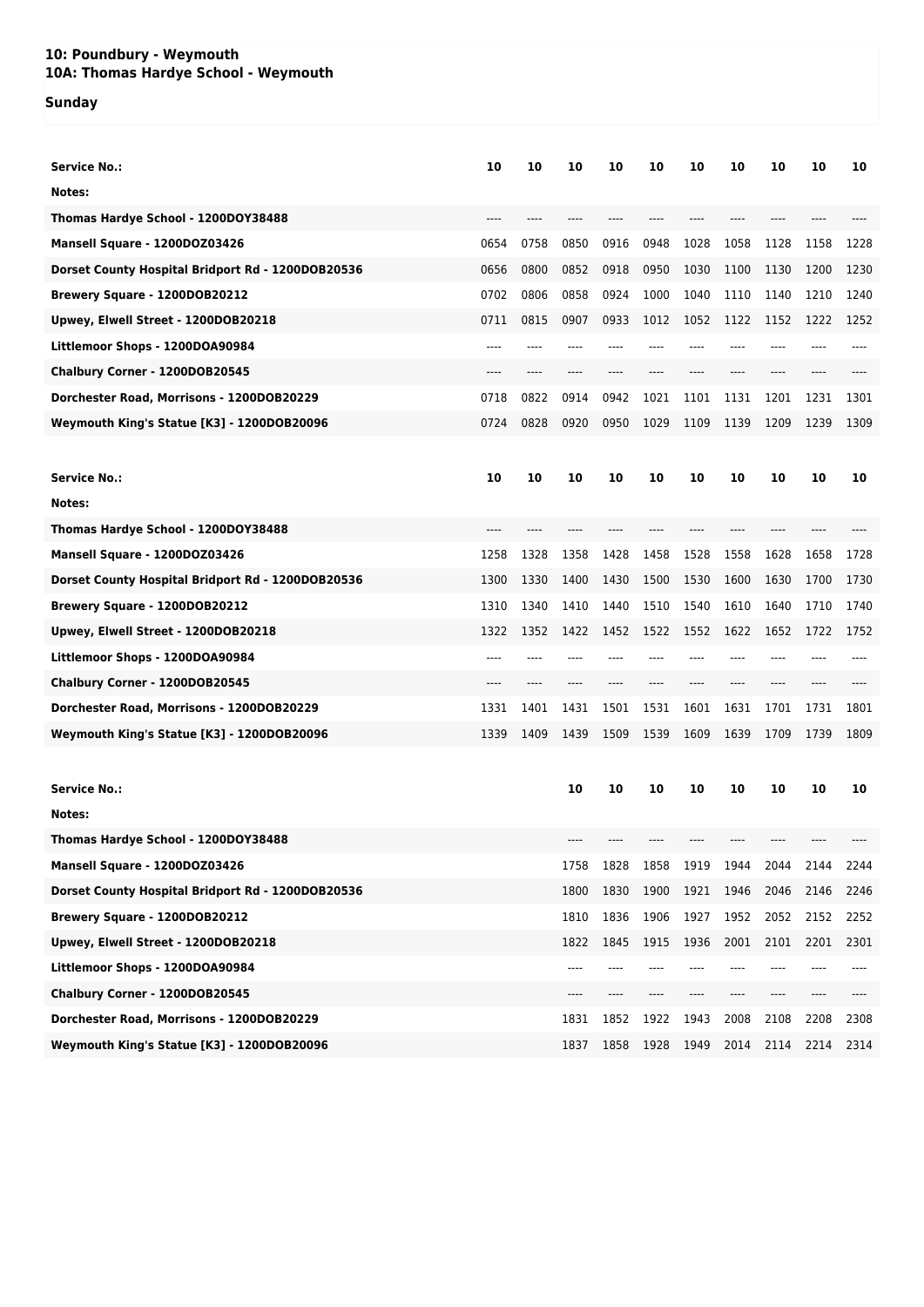## 10: Poundbury - Weymouth
## 10A: Thomas Hardye School - Weymouth

**Sunday**

| Service No.: | 10 | 10 | 10 | 10 | 10 | 10 | 10 | 10 | 10 | 10 |
|---|---|---|---|---|---|---|---|---|---|---|
| Notes: | | | | | | | | | | |
| Thomas Hardye School - 1200DOY38488 | ---- | ---- | ---- | ---- | ---- | ---- | ---- | ---- | ---- | ---- |
| Mansell Square - 1200DOZ03426 | 0654 | 0758 | 0850 | 0916 | 0948 | 1028 | 1058 | 1128 | 1158 | 1228 |
| Dorset County Hospital Bridport Rd - 1200DOB20536 | 0656 | 0800 | 0852 | 0918 | 0950 | 1030 | 1100 | 1130 | 1200 | 1230 |
| Brewery Square - 1200DOB20212 | 0702 | 0806 | 0858 | 0924 | 1000 | 1040 | 1110 | 1140 | 1210 | 1240 |
| Upwey, Elwell Street - 1200DOB20218 | 0711 | 0815 | 0907 | 0933 | 1012 | 1052 | 1122 | 1152 | 1222 | 1252 |
| Littlemoor Shops - 1200DOA90984 | ---- | ---- | ---- | ---- | ---- | ---- | ---- | ---- | ---- | ---- |
| Chalbury Corner - 1200DOB20545 | ---- | ---- | ---- | ---- | ---- | ---- | ---- | ---- | ---- | ---- |
| Dorchester Road, Morrisons - 1200DOB20229 | 0718 | 0822 | 0914 | 0942 | 1021 | 1101 | 1131 | 1201 | 1231 | 1301 |
| Weymouth King's Statue [K3] - 1200DOB20096 | 0724 | 0828 | 0920 | 0950 | 1029 | 1109 | 1139 | 1209 | 1239 | 1309 |

| Service No.: | 10 | 10 | 10 | 10 | 10 | 10 | 10 | 10 | 10 | 10 |
|---|---|---|---|---|---|---|---|---|---|---|
| Notes: | | | | | | | | | | |
| Thomas Hardye School - 1200DOY38488 | ---- | ---- | ---- | ---- | ---- | ---- | ---- | ---- | ---- | ---- |
| Mansell Square - 1200DOZ03426 | 1258 | 1328 | 1358 | 1428 | 1458 | 1528 | 1558 | 1628 | 1658 | 1728 |
| Dorset County Hospital Bridport Rd - 1200DOB20536 | 1300 | 1330 | 1400 | 1430 | 1500 | 1530 | 1600 | 1630 | 1700 | 1730 |
| Brewery Square - 1200DOB20212 | 1310 | 1340 | 1410 | 1440 | 1510 | 1540 | 1610 | 1640 | 1710 | 1740 |
| Upwey, Elwell Street - 1200DOB20218 | 1322 | 1352 | 1422 | 1452 | 1522 | 1552 | 1622 | 1652 | 1722 | 1752 |
| Littlemoor Shops - 1200DOA90984 | ---- | ---- | ---- | ---- | ---- | ---- | ---- | ---- | ---- | ---- |
| Chalbury Corner - 1200DOB20545 | ---- | ---- | ---- | ---- | ---- | ---- | ---- | ---- | ---- | ---- |
| Dorchester Road, Morrisons - 1200DOB20229 | 1331 | 1401 | 1431 | 1501 | 1531 | 1601 | 1631 | 1701 | 1731 | 1801 |
| Weymouth King's Statue [K3] - 1200DOB20096 | 1339 | 1409 | 1439 | 1509 | 1539 | 1609 | 1639 | 1709 | 1739 | 1809 |

| Service No.: | 10 | 10 | 10 | 10 | 10 | 10 | 10 | 10 |
|---|---|---|---|---|---|---|---|---|
| Notes: | | | | | | | | |
| Thomas Hardye School - 1200DOY38488 | ---- | ---- | ---- | ---- | ---- | ---- | ---- | ---- |
| Mansell Square - 1200DOZ03426 | 1758 | 1828 | 1858 | 1919 | 1944 | 2044 | 2144 | 2244 |
| Dorset County Hospital Bridport Rd - 1200DOB20536 | 1800 | 1830 | 1900 | 1921 | 1946 | 2046 | 2146 | 2246 |
| Brewery Square - 1200DOB20212 | 1810 | 1836 | 1906 | 1927 | 1952 | 2052 | 2152 | 2252 |
| Upwey, Elwell Street - 1200DOB20218 | 1822 | 1845 | 1915 | 1936 | 2001 | 2101 | 2201 | 2301 |
| Littlemoor Shops - 1200DOA90984 | ---- | ---- | ---- | ---- | ---- | ---- | ---- | ---- |
| Chalbury Corner - 1200DOB20545 | ---- | ---- | ---- | ---- | ---- | ---- | ---- | ---- |
| Dorchester Road, Morrisons - 1200DOB20229 | 1831 | 1852 | 1922 | 1943 | 2008 | 2108 | 2208 | 2308 |
| Weymouth King's Statue [K3] - 1200DOB20096 | 1837 | 1858 | 1928 | 1949 | 2014 | 2114 | 2214 | 2314 |